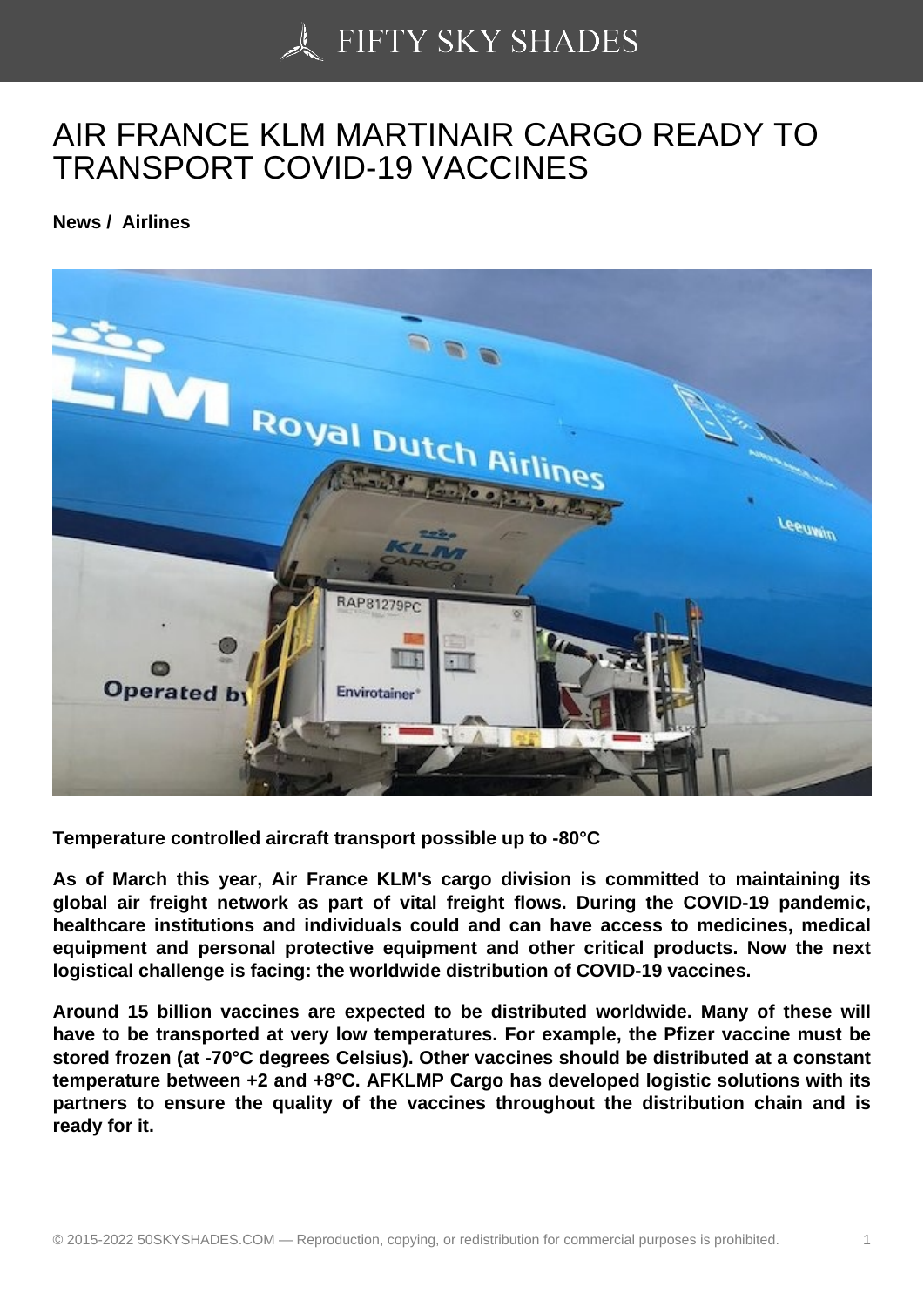# AIR FRANCE KLM MARTINAIR CARGO READY TO TRANSPORT COVID-19 VACCINES

**News / Airlines**

**Temperature controlled aircraft transport possible up to -80°C**

**As of March this year, Air France KLM's cargo division is committed to maintaining its global air freight network as part of vital freight flows. During the COVID-19 pandemic, healthcare institutions and individuals could and can have access to medicines, medical equipment and personal protective equipment and other critical products. Now the next logistical challenge is facing: the worldwide distribution of COVID-19 vaccines.**

**Around 15 billion vaccines are expected to be distributed worldwide. Many of these will have to be transported at very low temperatures. For example, the Pfizer vaccine must be stored frozen (at -70°C degrees Celsius). Other vaccines should be distributed at a constant temperature between +2 and +8°C. AFKLMP Cargo has developed logistic solutions with its partners to ensure the quality of the vaccines throughout the distribution chain and is ready for it.**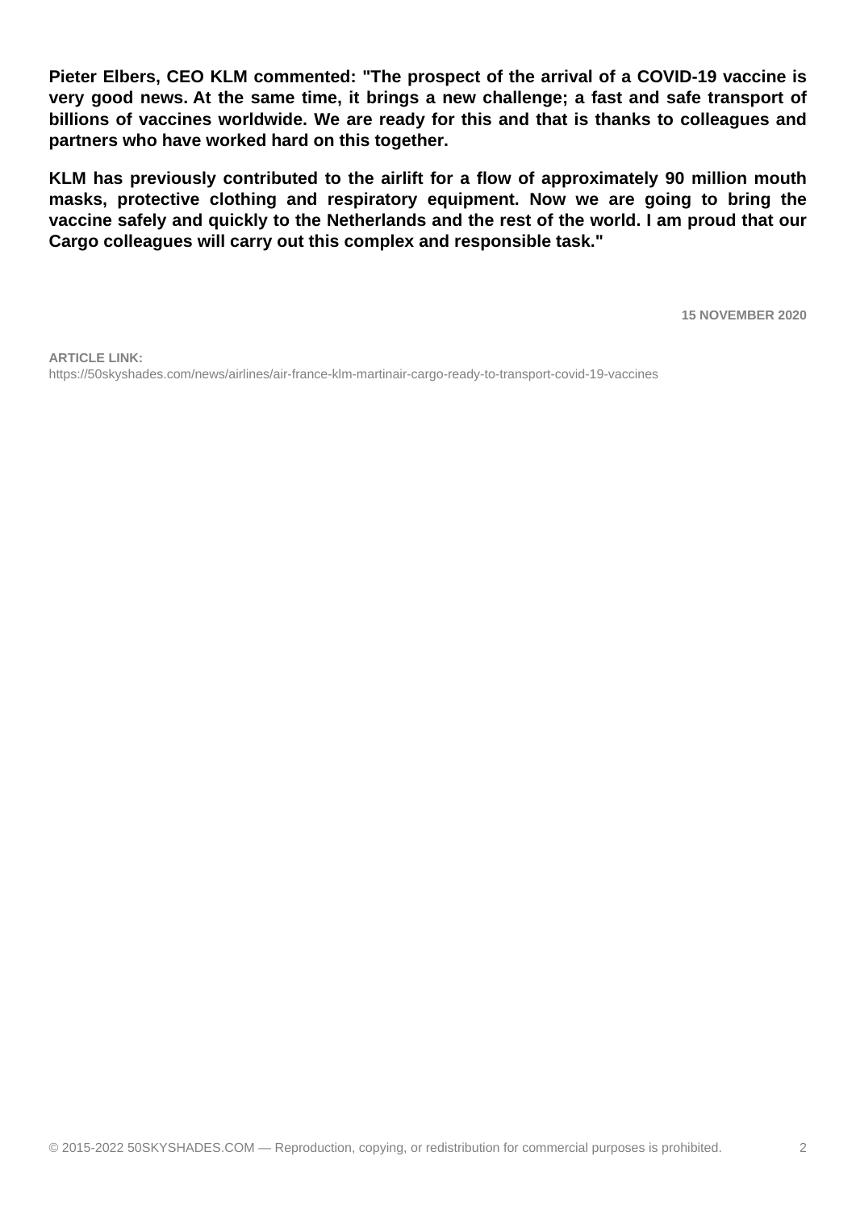**Pieter Elbers, CEO KLM commented: "The prospect of the arrival of a COVID-19 vaccine is very good news. At the same time, it brings a new challenge; a fast and safe transport of billions of vaccines worldwide. We are ready for this and that is thanks to colleagues and partners who have worked hard on this together.**

**KLM has previously contributed to the airlift for a flow of approximately 90 million mouth masks, protective clothing and respiratory equipment. Now we are going to bring the vaccine safely and quickly to the Netherlands and the rest of the world. I am proud that our Cargo colleagues will carry out this complex and responsible task."**

**15 NOVEMBER 2020**

**ARTICLE LINK:**
https://50skyshades.com/news/airlines/air-france-klm-martinair-cargo-ready-to-transport-covid-19-vaccines